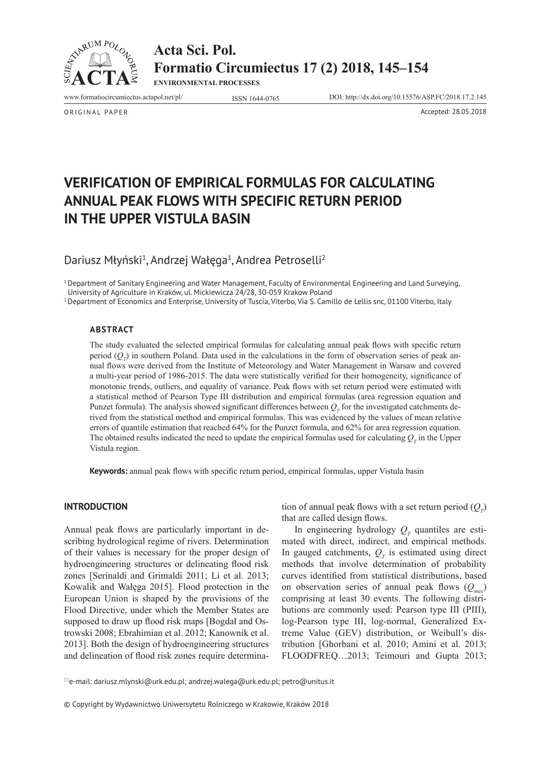ORIGINAL PAPER

Accepted: 28.05.2018

# VERIFICATION OF EMPIRICAL FORMULAS FOR CALCULATING ANNUAL PEAK FLOWS WITH SPECIFIC RETURN PERIOD IN THE UPPER VISTULA BASIN

Dariusz Młyński[1], Andrzej Wałęga[1], Andrea Petroselli[2]

[1] Department of Sanitary Engineering and Water Management, Faculty of Environmental Engineering and Land Surveying, University of Agriculture in Kraków, ul. Mickiewicza 24/28, 30-059 Krakow Poland

[2] Department of Economics and Enterprise, University of Tuscia, Viterbo, Via S. Camillo de Lellis snc, 01100 Viterbo, Italy

### ABSTRACT

The study evaluated the selected empirical formulas for calculating annual peak flows with specific return period ($Q_T$) in southern Poland. Data used in the calculations in the form of observation series of peak annual flows were derived from the Institute of Meteorology and Water Management in Warsaw and covered a multi-year period of 1986-2015. The data were statistically verified for their homogeneity, significance of monotonic trends, outliers, and equality of variance. Peak flows with set return period were estimated with a statistical method of Pearson Type III distribution and empirical formulas (area regression equation and Punzet formula). The analysis showed significant differences between $Q_T$ for the investigated catchments derived from the statistical method and empirical formulas. This was evidenced by the values of mean relative errors of quantile estimation that reached 64% for the Punzet formula, and 62% for area regression equation. The obtained results indicated the need to update the empirical formulas used for calculating $Q_T$ in the Upper Vistula region.

**Keywords:** annual peak flows with specific return period, empirical formulas, upper Vistula basin

## INTRODUCTION

Annual peak flows are particularly important in describing hydrological regime of rivers. Determination of their values is necessary for the proper design of hydroengineering structures or delineating flood risk zones [Serinaldi and Grimaldi 2011; Li et al. 2013; Kowalik and Wałęga 2015]. Flood protection in the European Union is shaped by the provisions of the Flood Directive, under which the Member States are supposed to draw up flood risk maps [Bogdał and Ostrowski 2008; Ebrahimian et al. 2012; Kanownik et al. 2013]. Both the design of hydroengineering structures and delineation of flood risk zones require determination of annual peak flows with a set return period ($Q_T$) that are called design flows.

In engineering hydrology $Q_T$ quantiles are estimated with direct, indirect, and empirical methods. In gauged catchments, $Q_T$ is estimated using direct methods that involve determination of probability curves identified from statistical distributions, based on observation series of annual peak flows ($Q_{max}$) comprising at least 30 events. The following distributions are commonly used: Pearson type III (PIII), log-Pearson type III, log-normal, Generalized Extreme Value (GEV) distribution, or Weibull's distribution [Ghorbani et al. 2010; Amini et al. 2013; FLOODFREQ…2013; Teimouri and Gupta 2013;

e-mail: dariusz.mlynski@urk.edu.pl; andrzej.walega@urk.edu.pl; petro@unitus.it

© Copyright by Wydawnictwo Uniwersytetu Rolniczego w Krakowie, Kraków 2018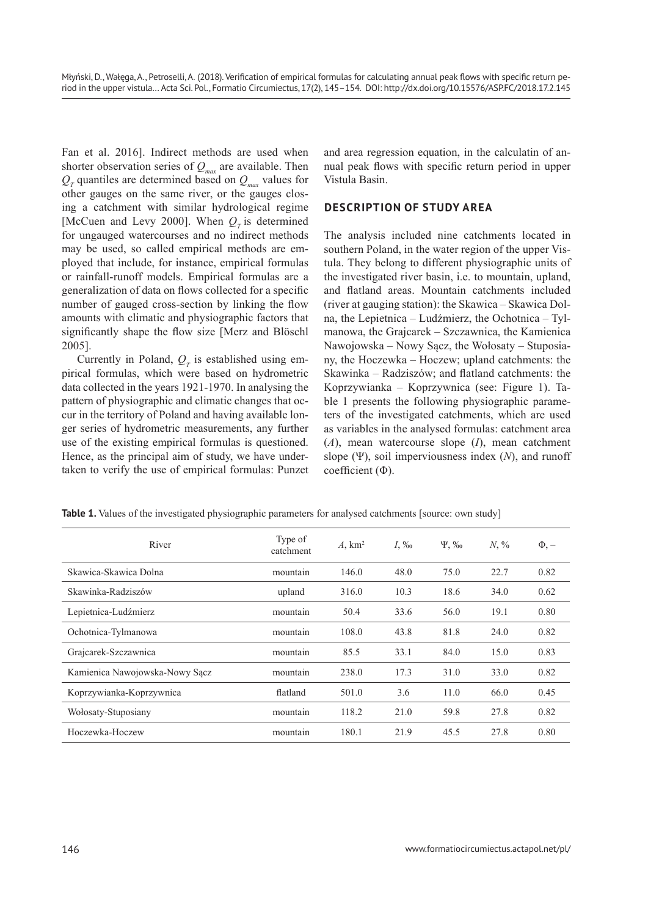Fan et al. 2016]. Indirect methods are used when shorter observation series of $Q_{max}$ are available. Then $Q_T$ quantiles are determined based on $Q_{max}$ values for other gauges on the same river, or the gauges closing a catchment with similar hydrological regime [McCuen and Levy 2000]. When $Q_T$ is determined for ungauged watercourses and no indirect methods may be used, so called empirical methods are employed that include, for instance, empirical formulas or rainfall-runoff models. Empirical formulas are a generalization of data on flows collected for a specific number of gauged cross-section by linking the flow amounts with climatic and physiographic factors that significantly shape the flow size [Merz and Blöschl 2005].

Currently in Poland, $Q_T$ is established using empirical formulas, which were based on hydrometric data collected in the years 1921-1970. In analysing the pattern of physiographic and climatic changes that occur in the territory of Poland and having available longer series of hydrometric measurements, any further use of the existing empirical formulas is questioned. Hence, as the principal aim of study, we have undertaken to verify the use of empirical formulas: Punzet and area regression equation, in the calculatin of annual peak flows with specific return period in upper Vistula Basin.

## DESCRIPTION OF STUDY AREA

The analysis included nine catchments located in southern Poland, in the water region of the upper Vistula. They belong to different physiographic units of the investigated river basin, i.e. to mountain, upland, and flatland areas. Mountain catchments included (river at gauging station): the Skawica – Skawica Dolna, the Lepietnica – Ludźmierz, the Ochotnica – Tylmanowa, the Grajcarek – Szczawnica, the Kamienica Nawojowska – Nowy Sącz, the Wołosaty – Stuposiany, the Hoczewka – Hoczew; upland catchments: the Skawinka – Radziszów; and flatland catchments: the Koprzywianka – Koprzywnica (see: Figure 1). Table 1 presents the following physiographic parameters of the investigated catchments, which are used as variables in the analysed formulas: catchment area ($A$), mean watercourse slope ($I$), mean catchment slope ($\Psi$), soil imperviousness index ($N$), and runoff coefficient ($\Phi$).

**Table 1.** Values of the investigated physiographic parameters for analysed catchments [source: own study]

| River | Type of catchment | $A$, km$^2$ | $I$, ‰ | $\Psi$, ‰ | $N$, % | $\Phi$, – |
|---|---|---|---|---|---|---|
| Skawica-Skawica Dolna | mountain | 146.0 | 48.0 | 75.0 | 22.7 | 0.82 |
| Skawinka-Radziszów | upland | 316.0 | 10.3 | 18.6 | 34.0 | 0.62 |
| Lepietnica-Ludźmierz | mountain | 50.4 | 33.6 | 56.0 | 19.1 | 0.80 |
| Ochotnica-Tylmanowa | mountain | 108.0 | 43.8 | 81.8 | 24.0 | 0.82 |
| Grajcarek-Szczawnica | mountain | 85.5 | 33.1 | 84.0 | 15.0 | 0.83 |
| Kamienica Nawojowska-Nowy Sącz | mountain | 238.0 | 17.3 | 31.0 | 33.0 | 0.82 |
| Koprzywianka-Koprzywnica | flatland | 501.0 | 3.6 | 11.0 | 66.0 | 0.45 |
| Wołosaty-Stuposiany | mountain | 118.2 | 21.0 | 59.8 | 27.8 | 0.82 |
| Hoczewka-Hoczew | mountain | 180.1 | 21.9 | 45.5 | 27.8 | 0.80 |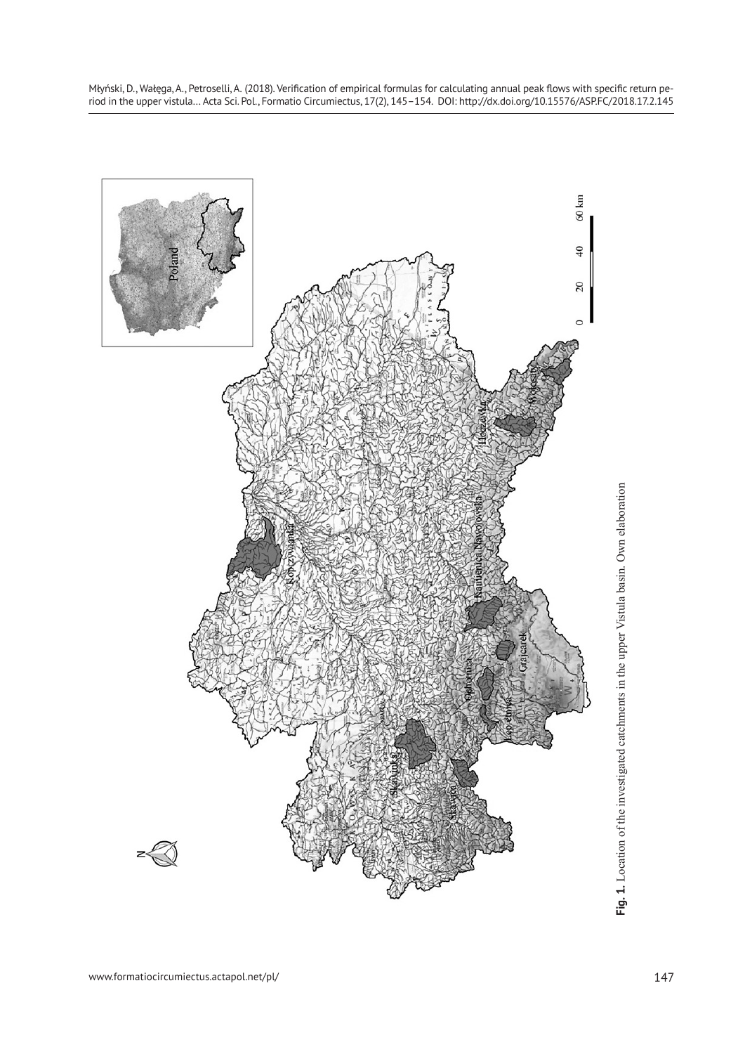**Fig. 1.** Location of the investigated catchments in the upper Vistula basin. Own elaboration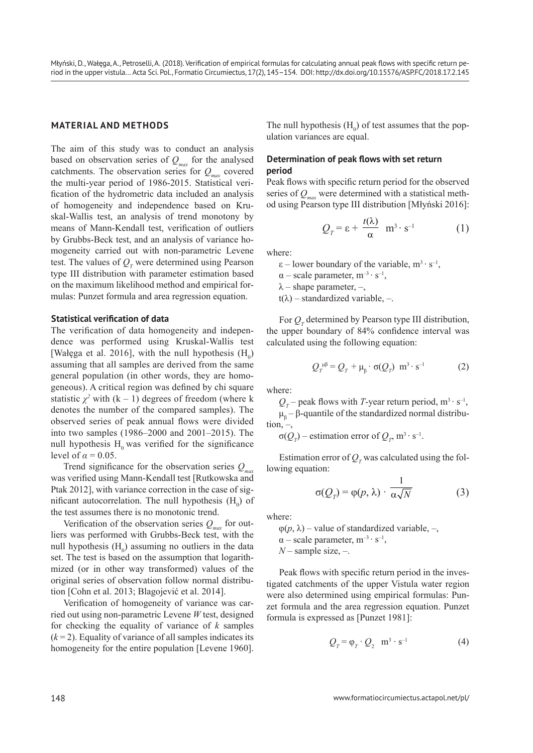## MATERIAL AND METHODS

The aim of this study was to conduct an analysis based on observation series of $Q_{max}$ for the analysed catchments. The observation series for $Q_{max}$ covered the multi-year period of 1986-2015. Statistical verification of the hydrometric data included an analysis of homogeneity and independence based on Kruskal-Wallis test, an analysis of trend monotony by means of Mann-Kendall test, verification of outliers by Grubbs-Beck test, and an analysis of variance homogeneity carried out with non-parametric Levene test. The values of $Q_T$ were determined using Pearson type III distribution with parameter estimation based on the maximum likelihood method and empirical formulas: Punzet formula and area regression equation.

### Statistical verification of data

The verification of data homogeneity and independence was performed using Kruskal-Wallis test [Wałęga et al. 2016], with the null hypothesis ($H_0$) assuming that all samples are derived from the same general population (in other words, they are homogeneous). A critical region was defined by chi square statistic $\chi^2$ with $(k – 1)$ degrees of freedom (where k denotes the number of the compared samples). The observed series of peak annual flows were divided into two samples (1986–2000 and 2001–2015). The null hypothesis $H_0$ was verified for the significance level of $\alpha = 0.05$.

Trend significance for the observation series $Q_{max}$ was verified using Mann-Kendall test [Rutkowska and Ptak 2012], with variance correction in the case of significant autocorrelation. The null hypothesis ($H_0$) of the test assumes there is no monotonic trend.

Verification of the observation series $Q_{max}$ for outliers was performed with Grubbs-Beck test, with the null hypothesis ($H_0$) assuming no outliers in the data set. The test is based on the assumption that logarithmized (or in other way transformed) values of the original series of observation follow normal distribution [Cohn et al. 2013; Blagojević et al. 2014].

Verification of homogeneity of variance was carried out using non-parametric Levene *W* test, designed for checking the equality of variance of *k* samples ($k = 2$). Equality of variance of all samples indicates its homogeneity for the entire population [Levene 1960]. The null hypothesis ($H_0$) of test assumes that the population variances are equal.

### Determination of peak flows with set return period

Peak flows with specific return period for the observed series of $Q_{max}$ were determined with a statistical method using Pearson type III distribution [Młyński 2016]:

$$Q_T = \varepsilon + \frac{t(\lambda)}{\alpha} \quad \mathrm{m^3 \cdot s^{-1}} \tag{1}$$

where:

$\varepsilon$ – lower boundary of the variable, $\mathrm{m^3 \cdot s^{-1}}$,  
$\alpha$ – scale parameter, $\mathrm{m^{-3} \cdot s^{-1}}$,  
$\lambda$ – shape parameter, –,  
$t(\lambda)$ – standardized variable, –.

For $Q_T$ determined by Pearson type III distribution, the upper boundary of 84% confidence interval was calculated using the following equation:

$$Q_T^{\mu\beta} = Q_T + \mu_\beta \cdot \sigma(Q_T) \quad \mathrm{m^3 \cdot s^{-1}} \tag{2}$$

where:

$Q_T$ – peak flows with *T*-year return period, $\mathrm{m^3 \cdot s^{-1}}$,  
$\mu_\beta$ – β-quantile of the standardized normal distribution, –,  
$\sigma(Q_T)$ – estimation error of $Q_T$, $\mathrm{m^3 \cdot s^{-1}}$.

Estimation error of $Q_T$ was calculated using the following equation:

$$\sigma(Q_T) = \varphi(p, \lambda) \cdot \frac{1}{\alpha\sqrt{N}} \tag{3}$$

where:

$\varphi(p, \lambda)$ – value of standardized variable, –,  
$\alpha$ – scale parameter, $\mathrm{m^{-3} \cdot s^{-1}}$,  
$N$ – sample size, –.

Peak flows with specific return period in the investigated catchments of the upper Vistula water region were also determined using empirical formulas: Punzet formula and the area regression equation. Punzet formula is expressed as [Punzet 1981]:

$$Q_T = \varphi_T \cdot Q_2 \quad \mathrm{m^3 \cdot s^{-1}} \tag{4}$$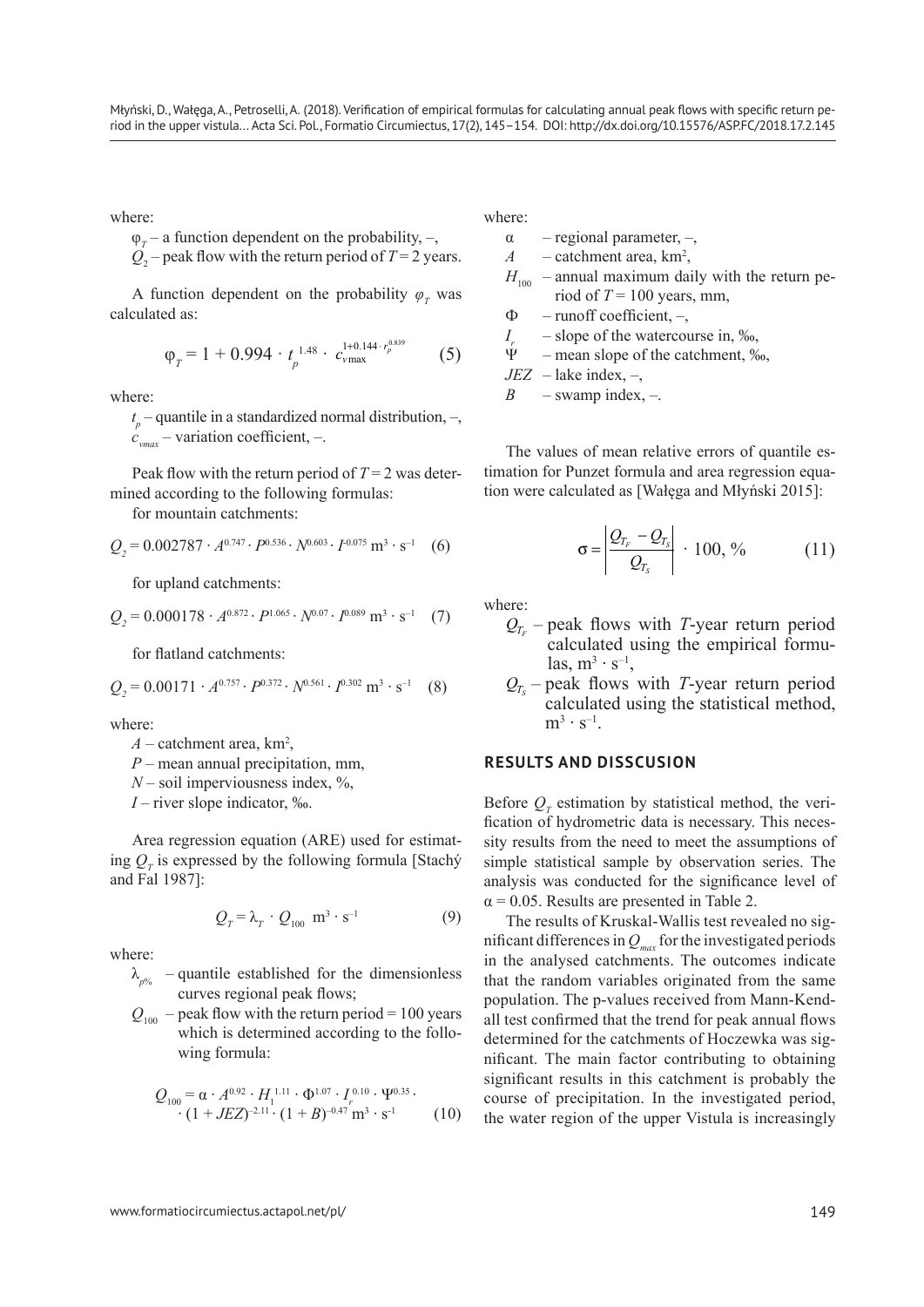where:

$\varphi_T$ – a function dependent on the probability, –,
$Q_2$ – peak flow with the return period of $T = 2$ years.

A function dependent on the probability $\varphi_T$ was calculated as:

$$\varphi_T = 1 + 0.994 \cdot t_p^{\,1.48} \cdot c_{v\max}^{\,1+0.144 \cdot r_p^{0.839}} \qquad (5)$$

where:

$t_p$ – quantile in a standardized normal distribution, –,
$c_{vmax}$ – variation coefficient, –.

Peak flow with the return period of $T = 2$ was determined according to the following formulas:

for mountain catchments:

$$Q_2 = 0.002787 \cdot A^{0.747} \cdot P^{0.536} \cdot N^{0.603} \cdot I^{-0.075}\ \mathrm{m^3 \cdot s^{-1}} \qquad (6)$$

for upland catchments:

$$Q_2 = 0.000178 \cdot A^{0.872} \cdot P^{1.065} \cdot N^{0.07} \cdot I^{0.089}\ \mathrm{m^3 \cdot s^{-1}} \qquad (7)$$

for flatland catchments:

$$Q_2 = 0.00171 \cdot A^{0.757} \cdot P^{0.372} \cdot N^{0.561} \cdot I^{0.302}\ \mathrm{m^3 \cdot s^{-1}} \qquad (8)$$

where:

$A$ – catchment area, km$^2$,
$P$ – mean annual precipitation, mm,
$N$ – soil imperviousness index, %,
$I$ – river slope indicator, ‰.

Area regression equation (ARE) used for estimating $Q_T$ is expressed by the following formula [Stachý and Fal 1987]:

$$Q_T = \lambda_T \cdot Q_{100}\ \mathrm{m^3 \cdot s^{-1}} \qquad (9)$$

where:

$\lambda_{p\%}$ – quantile established for the dimensionless curves regional peak flows;
$Q_{100}$ – peak flow with the return period = 100 years which is determined according to the following formula:

$$Q_{100} = \alpha \cdot A^{0.92} \cdot H_1^{\,1.11} \cdot \Phi^{1.07} \cdot I_r^{\,0.10} \cdot \Psi^{0.35} \cdot (1 + JEZ)^{-2.11} \cdot (1 + B)^{-0.47}\ \mathrm{m^3 \cdot s^{-1}} \qquad (10)$$

where:

$\alpha$ – regional parameter, –,
$A$ – catchment area, km$^2$,
$H_{100}$ – annual maximum daily with the return period of $T = 100$ years, mm,
$\Phi$ – runoff coefficient, –,
$I_r$ – slope of the watercourse in, ‰,
$\Psi$ – mean slope of the catchment, ‰,
$JEZ$ – lake index, –,
$B$ – swamp index, –.

The values of mean relative errors of quantile estimation for Punzet formula and area regression equation were calculated as [Wałęga and Młyński 2015]:

$$\sigma = \left| \frac{Q_{T_F} - Q_{T_S}}{Q_{T_S}} \right| \cdot 100,\ \% \qquad (11)$$

where:

$Q_{T_F}$ – peak flows with $T$-year return period calculated using the empirical formulas, $\mathrm{m^3 \cdot s^{-1}}$,
$Q_{T_S}$ – peak flows with $T$-year return period calculated using the statistical method, $\mathrm{m^3 \cdot s^{-1}}$.

## RESULTS AND DISSCUSION

Before $Q_T$ estimation by statistical method, the verification of hydrometric data is necessary. This necessity results from the need to meet the assumptions of simple statistical sample by observation series. The analysis was conducted for the significance level of $\alpha = 0.05$. Results are presented in Table 2.

The results of Kruskal-Wallis test revealed no significant differences in $Q_{max}$ for the investigated periods in the analysed catchments. The outcomes indicate that the random variables originated from the same population. The p-values received from Mann-Kendall test confirmed that the trend for peak annual flows determined for the catchments of Hoczewka was significant. The main factor contributing to obtaining significant results in this catchment is probably the course of precipitation. In the investigated period, the water region of the upper Vistula is increasingly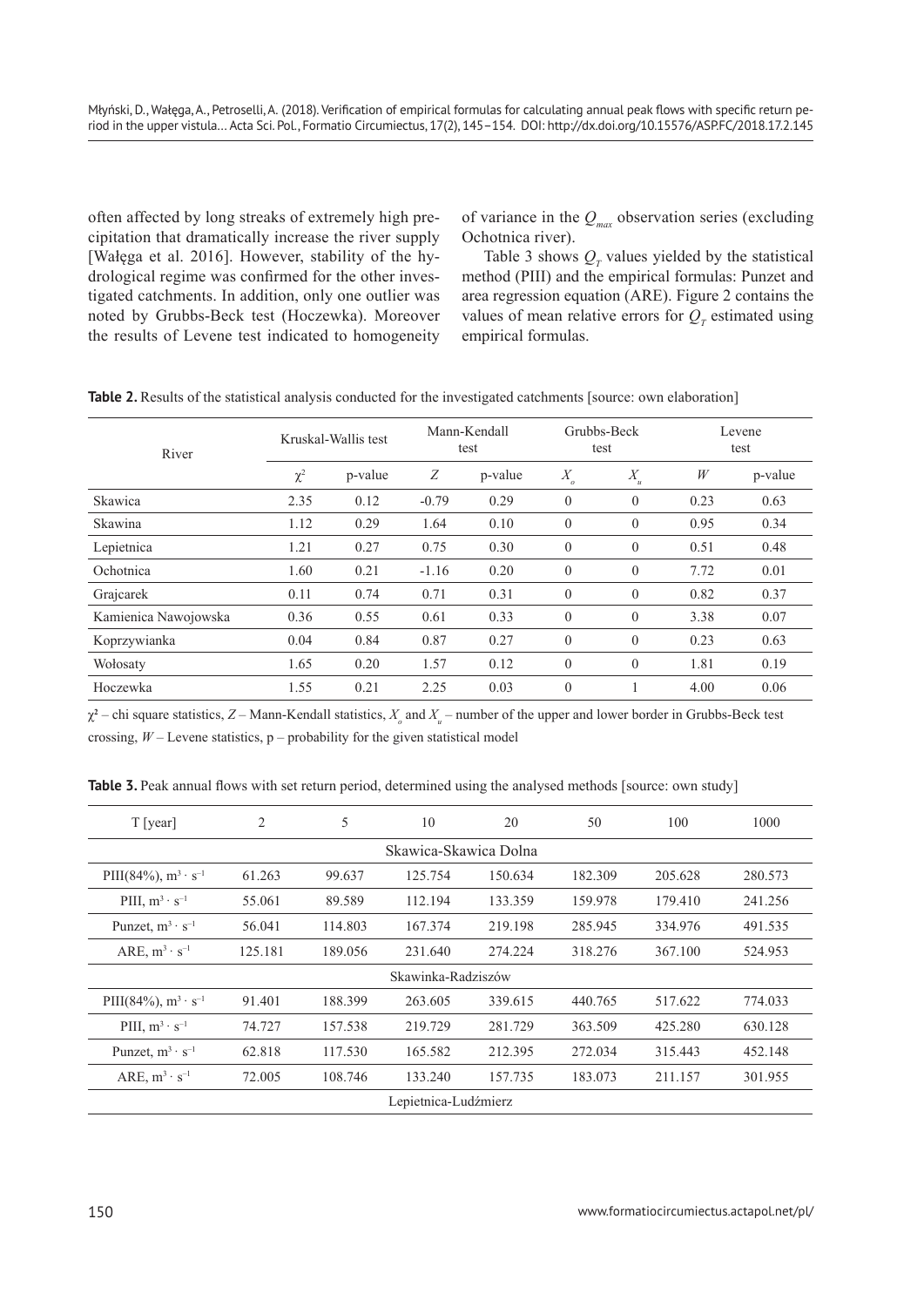often affected by long streaks of extremely high precipitation that dramatically increase the river supply [Wałęga et al. 2016]. However, stability of the hydrological regime was confirmed for the other investigated catchments. In addition, only one outlier was noted by Grubbs-Beck test (Hoczewka). Moreover the results of Levene test indicated to homogeneity of variance in the $Q_{max}$ observation series (excluding Ochotnica river).

Table 3 shows $Q_T$ values yielded by the statistical method (PIII) and the empirical formulas: Punzet and area regression equation (ARE). Figure 2 contains the values of mean relative errors for $Q_T$ estimated using empirical formulas.

**Table 2.** Results of the statistical analysis conducted for the investigated catchments [source: own elaboration]

| River | Kruskal-Wallis test | | Mann-Kendall test | | Grubbs-Beck test | | Levene test | |
|---|---|---|---|---|---|---|---|---|
| | $\chi^2$ | p-value | $Z$ | p-value | $X_o$ | $X_u$ | $W$ | p-value |
| Skawica | 2.35 | 0.12 | -0.79 | 0.29 | 0 | 0 | 0.23 | 0.63 |
| Skawina | 1.12 | 0.29 | 1.64 | 0.10 | 0 | 0 | 0.95 | 0.34 |
| Lepietnica | 1.21 | 0.27 | 0.75 | 0.30 | 0 | 0 | 0.51 | 0.48 |
| Ochotnica | 1.60 | 0.21 | -1.16 | 0.20 | 0 | 0 | 7.72 | 0.01 |
| Grajcarek | 0.11 | 0.74 | 0.71 | 0.31 | 0 | 0 | 0.82 | 0.37 |
| Kamienica Nawojowska | 0.36 | 0.55 | 0.61 | 0.33 | 0 | 0 | 3.38 | 0.07 |
| Koprzywianka | 0.04 | 0.84 | 0.87 | 0.27 | 0 | 0 | 0.23 | 0.63 |
| Wołosaty | 1.65 | 0.20 | 1.57 | 0.12 | 0 | 0 | 1.81 | 0.19 |
| Hoczewka | 1.55 | 0.21 | 2.25 | 0.03 | 0 | 1 | 4.00 | 0.06 |

$\chi^2$ – chi square statistics, $Z$ – Mann-Kendall statistics, $X_o$ and $X_u$ – number of the upper and lower border in Grubbs-Beck test crossing, $W$ – Levene statistics, p – probability for the given statistical model

**Table 3.** Peak annual flows with set return period, determined using the analysed methods [source: own study]

| T [year] | 2 | 5 | 10 | 20 | 50 | 100 | 1000 |
|---|---|---|---|---|---|---|---|
| | | | Skawica-Skawica Dolna | | | | |
| PIII(84%), $m^3 \cdot s^{-1}$ | 61.263 | 99.637 | 125.754 | 150.634 | 182.309 | 205.628 | 280.573 |
| PIII, $m^3 \cdot s^{-1}$ | 55.061 | 89.589 | 112.194 | 133.359 | 159.978 | 179.410 | 241.256 |
| Punzet, $m^3 \cdot s^{-1}$ | 56.041 | 114.803 | 167.374 | 219.198 | 285.945 | 334.976 | 491.535 |
| ARE, $m^3 \cdot s^{-1}$ | 125.181 | 189.056 | 231.640 | 274.224 | 318.276 | 367.100 | 524.953 |
| | | | Skawinka-Radziszów | | | | |
| PIII(84%), $m^3 \cdot s^{-1}$ | 91.401 | 188.399 | 263.605 | 339.615 | 440.765 | 517.622 | 774.033 |
| PIII, $m^3 \cdot s^{-1}$ | 74.727 | 157.538 | 219.729 | 281.729 | 363.509 | 425.280 | 630.128 |
| Punzet, $m^3 \cdot s^{-1}$ | 62.818 | 117.530 | 165.582 | 212.395 | 272.034 | 315.443 | 452.148 |
| ARE, $m^3 \cdot s^{-1}$ | 72.005 | 108.746 | 133.240 | 157.735 | 183.073 | 211.157 | 301.955 |
| | | | Lepietnica-Ludźmierz | | | | |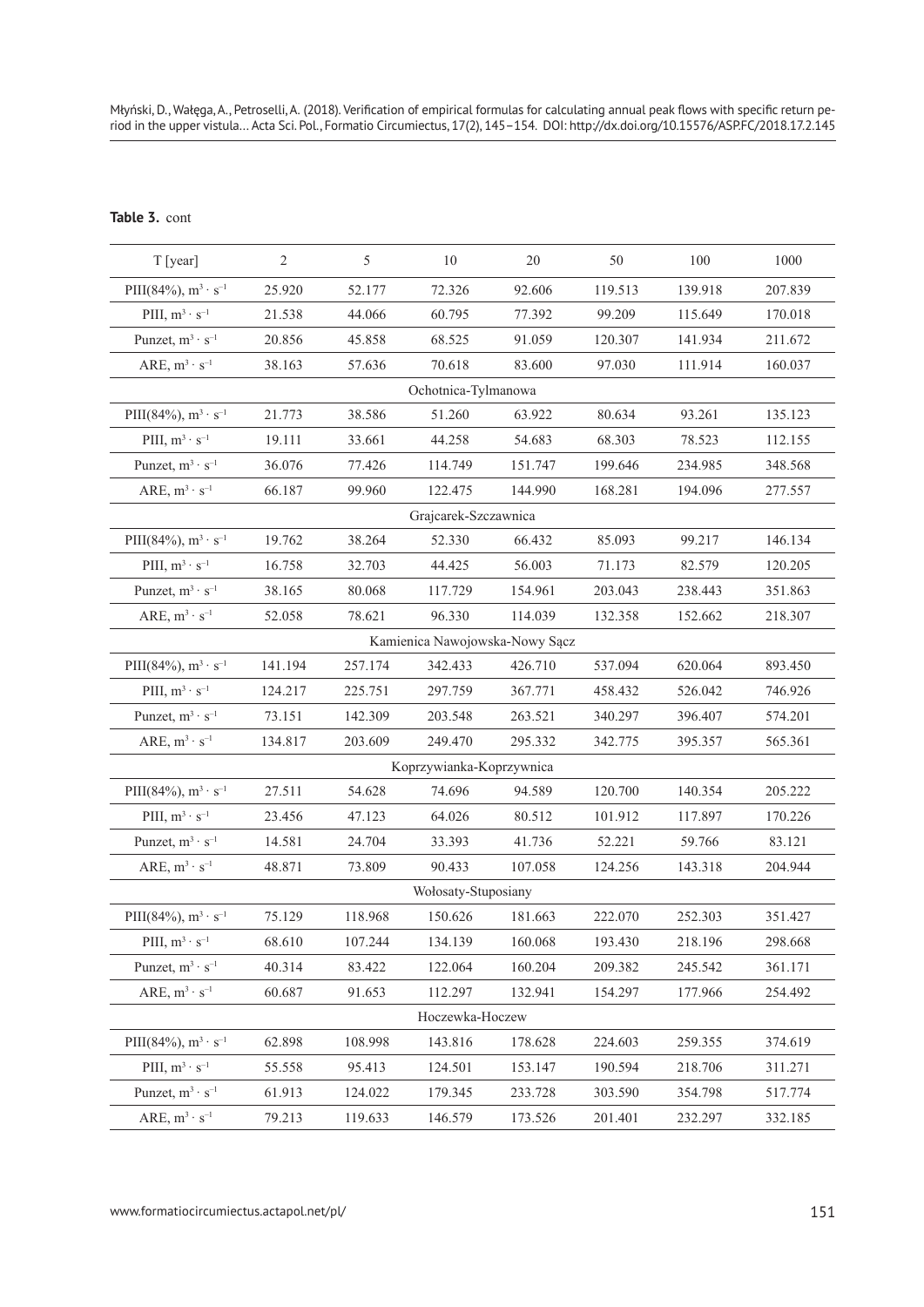**Table 3.** cont

| T [year] | 2 | 5 | 10 | 20 | 50 | 100 | 1000 |
|---|---|---|---|---|---|---|---|
| PIII(84%), $m^3 \cdot s^{-1}$ | 25.920 | 52.177 | 72.326 | 92.606 | 119.513 | 139.918 | 207.839 |
| PIII, $m^3 \cdot s^{-1}$ | 21.538 | 44.066 | 60.795 | 77.392 | 99.209 | 115.649 | 170.018 |
| Punzet, $m^3 \cdot s^{-1}$ | 20.856 | 45.858 | 68.525 | 91.059 | 120.307 | 141.934 | 211.672 |
| ARE, $m^3 \cdot s^{-1}$ | 38.163 | 57.636 | 70.618 | 83.600 | 97.030 | 111.914 | 160.037 |
| Ochotnica-Tylmanowa | | | | | | | |
| PIII(84%), $m^3 \cdot s^{-1}$ | 21.773 | 38.586 | 51.260 | 63.922 | 80.634 | 93.261 | 135.123 |
| PIII, $m^3 \cdot s^{-1}$ | 19.111 | 33.661 | 44.258 | 54.683 | 68.303 | 78.523 | 112.155 |
| Punzet, $m^3 \cdot s^{-1}$ | 36.076 | 77.426 | 114.749 | 151.747 | 199.646 | 234.985 | 348.568 |
| ARE, $m^3 \cdot s^{-1}$ | 66.187 | 99.960 | 122.475 | 144.990 | 168.281 | 194.096 | 277.557 |
| Grajcarek-Szczawnica | | | | | | | |
| PIII(84%), $m^3 \cdot s^{-1}$ | 19.762 | 38.264 | 52.330 | 66.432 | 85.093 | 99.217 | 146.134 |
| PIII, $m^3 \cdot s^{-1}$ | 16.758 | 32.703 | 44.425 | 56.003 | 71.173 | 82.579 | 120.205 |
| Punzet, $m^3 \cdot s^{-1}$ | 38.165 | 80.068 | 117.729 | 154.961 | 203.043 | 238.443 | 351.863 |
| ARE, $m^3 \cdot s^{-1}$ | 52.058 | 78.621 | 96.330 | 114.039 | 132.358 | 152.662 | 218.307 |
| Kamienica Nawojowska-Nowy Sącz | | | | | | | |
| PIII(84%), $m^3 \cdot s^{-1}$ | 141.194 | 257.174 | 342.433 | 426.710 | 537.094 | 620.064 | 893.450 |
| PIII, $m^3 \cdot s^{-1}$ | 124.217 | 225.751 | 297.759 | 367.771 | 458.432 | 526.042 | 746.926 |
| Punzet, $m^3 \cdot s^{-1}$ | 73.151 | 142.309 | 203.548 | 263.521 | 340.297 | 396.407 | 574.201 |
| ARE, $m^3 \cdot s^{-1}$ | 134.817 | 203.609 | 249.470 | 295.332 | 342.775 | 395.357 | 565.361 |
| Koprzywianka-Koprzywnica | | | | | | | |
| PIII(84%), $m^3 \cdot s^{-1}$ | 27.511 | 54.628 | 74.696 | 94.589 | 120.700 | 140.354 | 205.222 |
| PIII, $m^3 \cdot s^{-1}$ | 23.456 | 47.123 | 64.026 | 80.512 | 101.912 | 117.897 | 170.226 |
| Punzet, $m^3 \cdot s^{-1}$ | 14.581 | 24.704 | 33.393 | 41.736 | 52.221 | 59.766 | 83.121 |
| ARE, $m^3 \cdot s^{-1}$ | 48.871 | 73.809 | 90.433 | 107.058 | 124.256 | 143.318 | 204.944 |
| Wołosaty-Stuposiany | | | | | | | |
| PIII(84%), $m^3 \cdot s^{-1}$ | 75.129 | 118.968 | 150.626 | 181.663 | 222.070 | 252.303 | 351.427 |
| PIII, $m^3 \cdot s^{-1}$ | 68.610 | 107.244 | 134.139 | 160.068 | 193.430 | 218.196 | 298.668 |
| Punzet, $m^3 \cdot s^{-1}$ | 40.314 | 83.422 | 122.064 | 160.204 | 209.382 | 245.542 | 361.171 |
| ARE, $m^3 \cdot s^{-1}$ | 60.687 | 91.653 | 112.297 | 132.941 | 154.297 | 177.966 | 254.492 |
| Hoczewka-Hoczew | | | | | | | |
| PIII(84%), $m^3 \cdot s^{-1}$ | 62.898 | 108.998 | 143.816 | 178.628 | 224.603 | 259.355 | 374.619 |
| PIII, $m^3 \cdot s^{-1}$ | 55.558 | 95.413 | 124.501 | 153.147 | 190.594 | 218.706 | 311.271 |
| Punzet, $m^3 \cdot s^{-1}$ | 61.913 | 124.022 | 179.345 | 233.728 | 303.590 | 354.798 | 517.774 |
| ARE, $m^3 \cdot s^{-1}$ | 79.213 | 119.633 | 146.579 | 173.526 | 201.401 | 232.297 | 332.185 |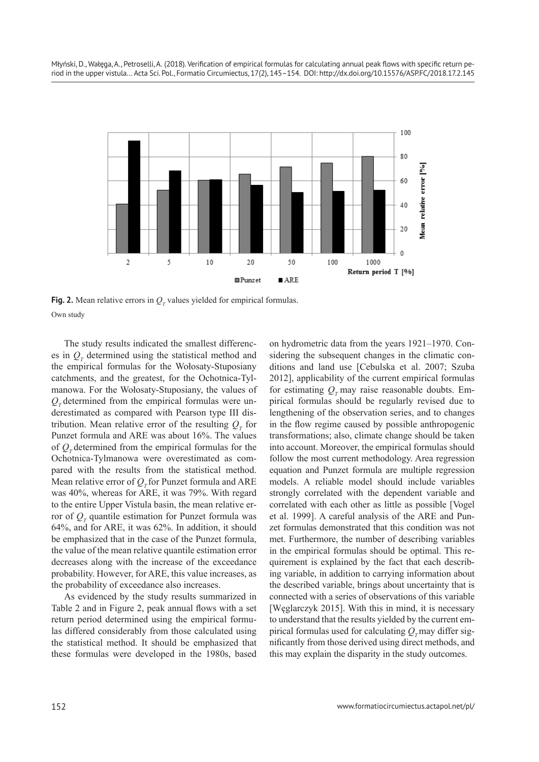**Fig. 2.** Mean relative errors in $Q_T$ values yielded for empirical formulas.

Own study

The study results indicated the smallest differences in $Q_T$ determined using the statistical method and the empirical formulas for the Wołosaty-Stuposiany catchments, and the greatest, for the Ochotnica-Tylmanowa. For the Wołosaty-Stuposiany, the values of $Q_T$ determined from the empirical formulas were underestimated as compared with Pearson type III distribution. Mean relative error of the resulting $Q_T$ for Punzet formula and ARE was about 16%. The values of $Q_T$ determined from the empirical formulas for the Ochotnica-Tylmanowa were overestimated as compared with the results from the statistical method. Mean relative error of $Q_T$ for Punzet formula and ARE was 40%, whereas for ARE, it was 79%. With regard to the entire Upper Vistula basin, the mean relative error of $Q_T$ quantile estimation for Punzet formula was 64%, and for ARE, it was 62%. In addition, it should be emphasized that in the case of the Punzet formula, the value of the mean relative quantile estimation error decreases along with the increase of the exceedance probability. However, for ARE, this value increases, as the probability of exceedance also increases.

As evidenced by the study results summarized in Table 2 and in Figure 2, peak annual flows with a set return period determined using the empirical formulas differed considerably from those calculated using the statistical method. It should be emphasized that these formulas were developed in the 1980s, based on hydrometric data from the years 1921–1970. Considering the subsequent changes in the climatic conditions and land use [Cebulska et al. 2007; Szuba 2012], applicability of the current empirical formulas for estimating $Q_T$ may raise reasonable doubts. Empirical formulas should be regularly revised due to lengthening of the observation series, and to changes in the flow regime caused by possible anthropogenic transformations; also, climate change should be taken into account. Moreover, the empirical formulas should follow the most current methodology. Area regression equation and Punzet formula are multiple regression models. A reliable model should include variables strongly correlated with the dependent variable and correlated with each other as little as possible [Vogel et al. 1999]. A careful analysis of the ARE and Punzet formulas demonstrated that this condition was not met. Furthermore, the number of describing variables in the empirical formulas should be optimal. This requirement is explained by the fact that each describing variable, in addition to carrying information about the described variable, brings about uncertainty that is connected with a series of observations of this variable [Węglarczyk 2015]. With this in mind, it is necessary to understand that the results yielded by the current empirical formulas used for calculating $Q_T$ may differ significantly from those derived using direct methods, and this may explain the disparity in the study outcomes.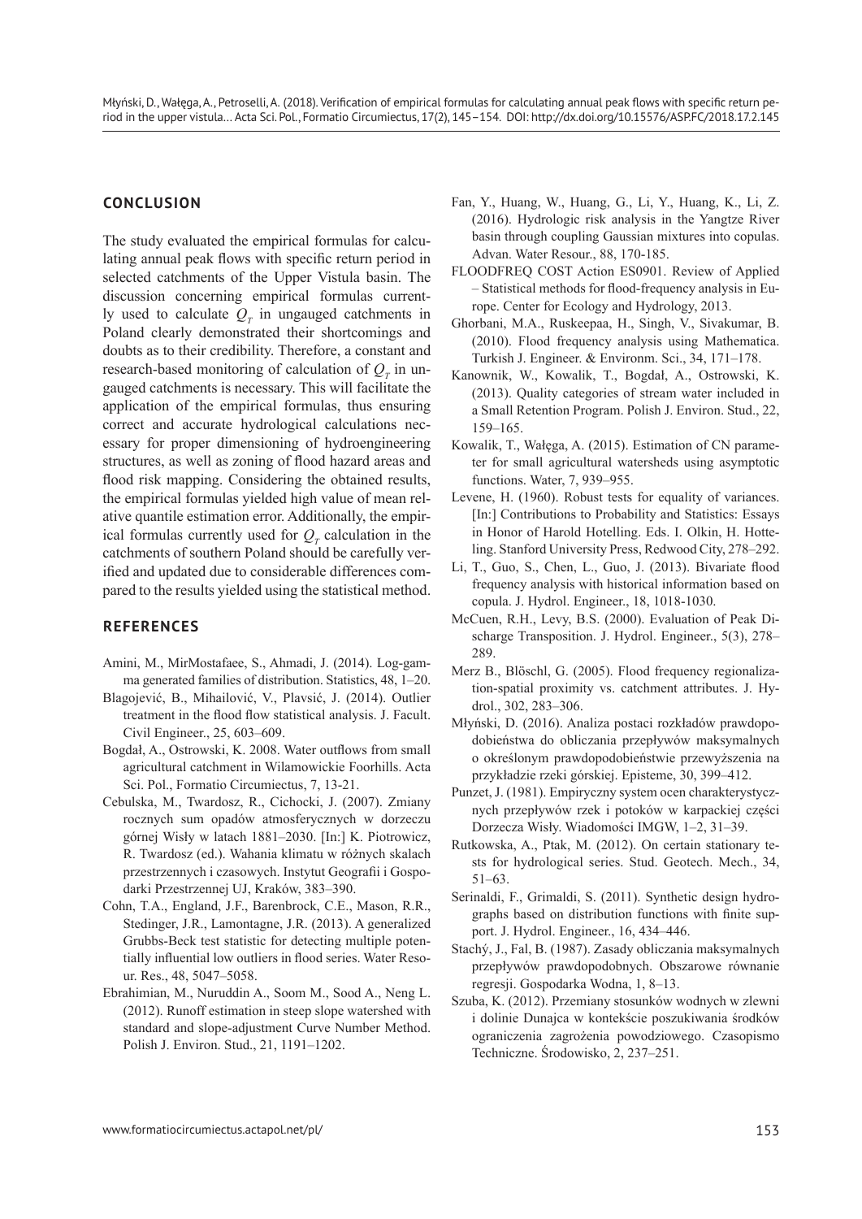## CONCLUSION

The study evaluated the empirical formulas for calculating annual peak flows with specific return period in selected catchments of the Upper Vistula basin. The discussion concerning empirical formulas currently used to calculate $Q_T$ in ungauged catchments in Poland clearly demonstrated their shortcomings and doubts as to their credibility. Therefore, a constant and research-based monitoring of calculation of $Q_T$ in ungauged catchments is necessary. This will facilitate the application of the empirical formulas, thus ensuring correct and accurate hydrological calculations necessary for proper dimensioning of hydroengineering structures, as well as zoning of flood hazard areas and flood risk mapping. Considering the obtained results, the empirical formulas yielded high value of mean relative quantile estimation error. Additionally, the empirical formulas currently used for $Q_T$ calculation in the catchments of southern Poland should be carefully verified and updated due to considerable differences compared to the results yielded using the statistical method.

## REFERENCES

Amini, M., MirMostafaee, S., Ahmadi, J. (2014). Log-gamma generated families of distribution. Statistics, 48, 1–20.

Blagojević, B., Mihailović, V., Plavsić, J. (2014). Outlier treatment in the flood flow statistical analysis. J. Facult. Civil Engineer., 25, 603–609.

Bogdał, A., Ostrowski, K. 2008. Water outflows from small agricultural catchment in Wilamowickie Foorhills. Acta Sci. Pol., Formatio Circumiectus, 7, 13-21.

Cebulska, M., Twardosz, R., Cichocki, J. (2007). Zmiany rocznych sum opadów atmosferycznych w dorzeczu górnej Wisły w latach 1881–2030. [In:] K. Piotrowicz, R. Twardosz (ed.). Wahania klimatu w różnych skalach przestrzennych i czasowych. Instytut Geografii i Gospodarki Przestrzennej UJ, Kraków, 383–390.

Cohn, T.A., England, J.F., Barenbrock, C.E., Mason, R.R., Stedinger, J.R., Lamontagne, J.R. (2013). A generalized Grubbs-Beck test statistic for detecting multiple potentially influential low outliers in flood series. Water Resour. Res., 48, 5047–5058.

Ebrahimian, M., Nuruddin A., Soom M., Sood A., Neng L. (2012). Runoff estimation in steep slope watershed with standard and slope-adjustment Curve Number Method. Polish J. Environ. Stud., 21, 1191–1202.

Fan, Y., Huang, W., Huang, G., Li, Y., Huang, K., Li, Z. (2016). Hydrologic risk analysis in the Yangtze River basin through coupling Gaussian mixtures into copulas. Advan. Water Resour., 88, 170-185.

FLOODFREQ COST Action ES0901. Review of Applied – Statistical methods for flood-frequency analysis in Europe. Center for Ecology and Hydrology, 2013.

Ghorbani, M.A., Ruskeepaa, H., Singh, V., Sivakumar, B. (2010). Flood frequency analysis using Mathematica. Turkish J. Engineer. & Environm. Sci., 34, 171–178.

Kanownik, W., Kowalik, T., Bogdał, A., Ostrowski, K. (2013). Quality categories of stream water included in a Small Retention Program. Polish J. Environ. Stud., 22, 159–165.

Kowalik, T., Wałęga, A. (2015). Estimation of CN parameter for small agricultural watersheds using asymptotic functions. Water, 7, 939–955.

Levene, H. (1960). Robust tests for equality of variances. [In:] Contributions to Probability and Statistics: Essays in Honor of Harold Hotelling. Eds. I. Olkin, H. Hotteling. Stanford University Press, Redwood City, 278–292.

Li, T., Guo, S., Chen, L., Guo, J. (2013). Bivariate flood frequency analysis with historical information based on copula. J. Hydrol. Engineer., 18, 1018-1030.

McCuen, R.H., Levy, B.S. (2000). Evaluation of Peak Discharge Transposition. J. Hydrol. Engineer., 5(3), 278–289.

Merz B., Blöschl, G. (2005). Flood frequency regionalization-spatial proximity vs. catchment attributes. J. Hydrol., 302, 283–306.

Młyński, D. (2016). Analiza postaci rozkładów prawdopodobieństwa do obliczania przepływów maksymalnych o określonym prawdopodobieństwie przewyższenia na przykładzie rzeki górskiej. Episteme, 30, 399–412.

Punzet, J. (1981). Empiryczny system ocen charakterystycznych przepływów rzek i potoków w karpackiej części Dorzecza Wisły. Wiadomości IMGW, 1–2, 31–39.

Rutkowska, A., Ptak, M. (2012). On certain stationary tests for hydrological series. Stud. Geotech. Mech., 34, 51–63.

Serinaldi, F., Grimaldi, S. (2011). Synthetic design hydrographs based on distribution functions with finite support. J. Hydrol. Engineer., 16, 434–446.

Stachý, J., Fal, B. (1987). Zasady obliczania maksymalnych przepływów prawdopodobnych. Obszarowe równanie regresji. Gospodarka Wodna, 1, 8–13.

Szuba, K. (2012). Przemiany stosunków wodnych w zlewni i dolinie Dunajca w kontekście poszukiwania środków ograniczenia zagrożenia powodziowego. Czasopismo Techniczne. Środowisko, 2, 237–251.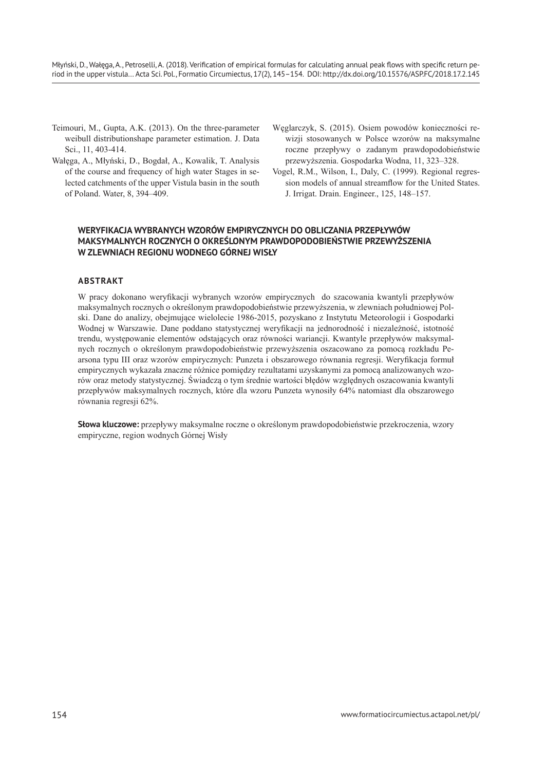Teimouri, M., Gupta, A.K. (2013). On the three-parameter weibull distributionshape parameter estimation. J. Data Sci., 11, 403-414.

Wałęga, A., Młyński, D., Bogdał, A., Kowalik, T. Analysis of the course and frequency of high water Stages in selected catchments of the upper Vistula basin in the south of Poland. Water, 8, 394–409.

Węglarczyk, S. (2015). Osiem powodów konieczności rewizji stosowanych w Polsce wzorów na maksymalne roczne przepływy o zadanym prawdopodobieństwie przewyższenia. Gospodarka Wodna, 11, 323–328.

Vogel, R.M., Wilson, I., Daly, C. (1999). Regional regression models of annual streamflow for the United States. J. Irrigat. Drain. Engineer., 125, 148–157.

## WERYFIKACJA WYBRANYCH WZORÓW EMPIRYCZNYCH DO OBLICZANIA PRZEPŁYWÓW MAKSYMALNYCH ROCZNYCH O OKREŚLONYM PRAWDOPODOBIEŃSTWIE PRZEWYŻSZENIA W ZLEWNIACH REGIONU WODNEGO GÓRNEJ WISŁY

### ABSTRAKT

W pracy dokonano weryfikacji wybranych wzorów empirycznych do szacowania kwantyli przepływów maksymalnych rocznych o określonym prawdopodobieństwie przewyższenia, w zlewniach południowej Polski. Dane do analizy, obejmujące wielolecie 1986-2015, pozyskano z Instytutu Meteorologii i Gospodarki Wodnej w Warszawie. Dane poddano statystycznej weryfikacji na jednorodność i niezależność, istotność trendu, występowanie elementów odstających oraz równości wariancji. Kwantyle przepływów maksymalnych rocznych o określonym prawdopodobieństwie przewyższenia oszacowano za pomocą rozkładu Pearsona typu III oraz wzorów empirycznych: Punzeta i obszarowego równania regresji. Weryfikacja formuł empirycznych wykazała znaczne różnice pomiędzy rezultatami uzyskanymi za pomocą analizowanych wzorów oraz metody statystycznej. Świadczą o tym średnie wartości błędów względnych oszacowania kwantyli przepływów maksymalnych rocznych, które dla wzoru Punzeta wynosiły 64% natomiast dla obszarowego równania regresji 62%.

**Słowa kluczowe:** przepływy maksymalne roczne o określonym prawdopodobieństwie przekroczenia, wzory empiryczne, region wodnych Górnej Wisły